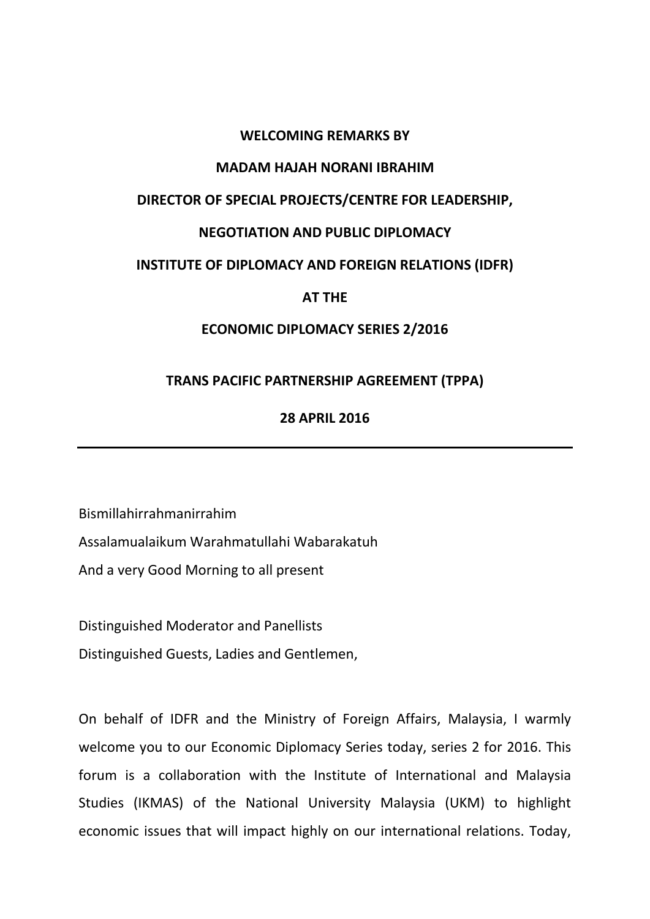**WELCOMING REMARKS BY**

**MADAM HAJAH NORANI IBRAHIM**

**DIRECTOR OF SPECIAL PROJECTS/CENTRE FOR LEADERSHIP,**

**NEGOTIATION AND PUBLIC DIPLOMACY**

**INSTITUTE OF DIPLOMACY AND FOREIGN RELATIONS (IDFR)**

**AT THE**

**ECONOMIC DIPLOMACY SERIES 2/2016**

**TRANS PACIFIC PARTNERSHIP AGREEMENT (TPPA)**

**28 APRIL 2016**

---

Bismillahirrahmanirrahim
Assalamualaikum Warahmatullahi Wabarakatuh
And a very Good Morning to all present

Distinguished Moderator and Panellists
Distinguished Guests, Ladies and Gentlemen,

On behalf of IDFR and the Ministry of Foreign Affairs, Malaysia, I warmly welcome you to our Economic Diplomacy Series today, series 2 for 2016. This forum is a collaboration with the Institute of International and Malaysia Studies (IKMAS) of the National University Malaysia (UKM) to highlight economic issues that will impact highly on our international relations. Today,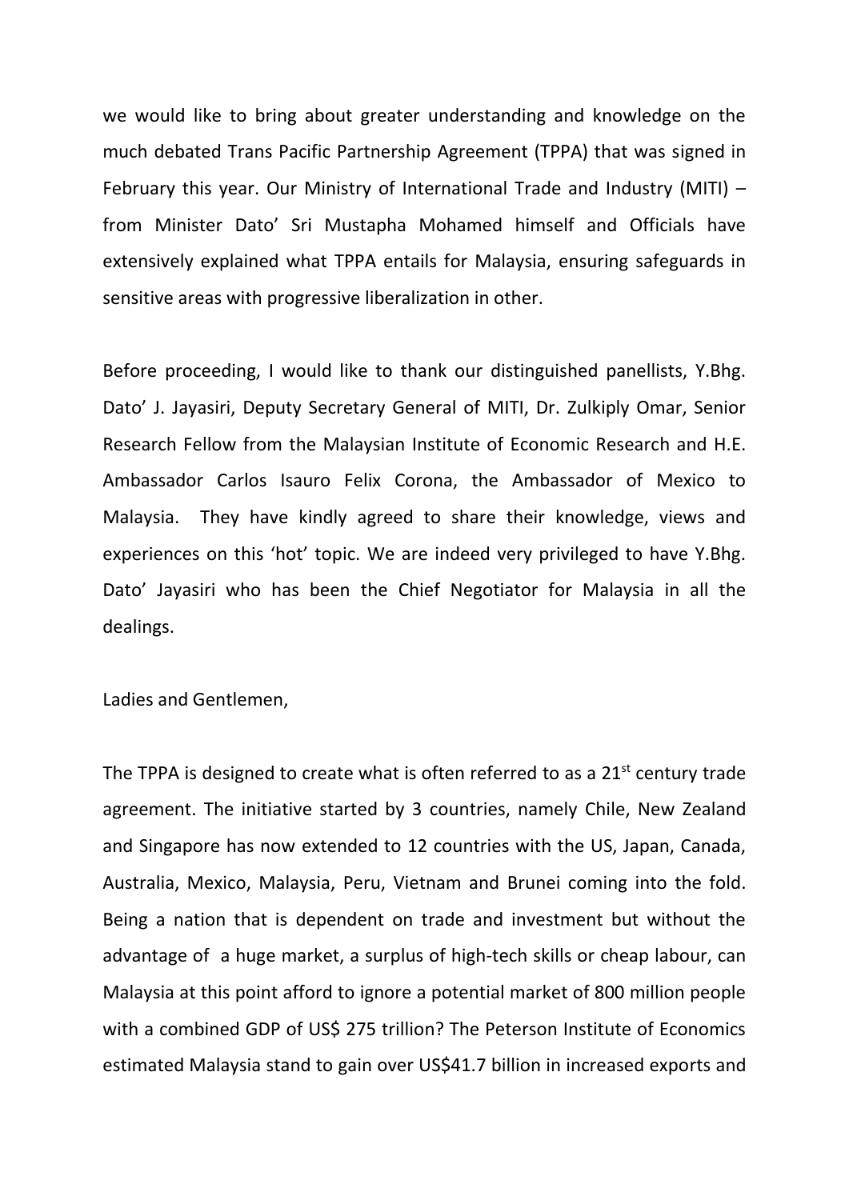we would like to bring about greater understanding and knowledge on the much debated Trans Pacific Partnership Agreement (TPPA) that was signed in February this year. Our Ministry of International Trade and Industry (MITI) – from Minister Dato' Sri Mustapha Mohamed himself and Officials have extensively explained what TPPA entails for Malaysia, ensuring safeguards in sensitive areas with progressive liberalization in other.

Before proceeding, I would like to thank our distinguished panellists, Y.Bhg. Dato' J. Jayasiri, Deputy Secretary General of MITI, Dr. Zulkiply Omar, Senior Research Fellow from the Malaysian Institute of Economic Research and H.E. Ambassador Carlos Isauro Felix Corona, the Ambassador of Mexico to Malaysia. They have kindly agreed to share their knowledge, views and experiences on this 'hot' topic. We are indeed very privileged to have Y.Bhg. Dato' Jayasiri who has been the Chief Negotiator for Malaysia in all the dealings.

Ladies and Gentlemen,

The TPPA is designed to create what is often referred to as a 21st century trade agreement. The initiative started by 3 countries, namely Chile, New Zealand and Singapore has now extended to 12 countries with the US, Japan, Canada, Australia, Mexico, Malaysia, Peru, Vietnam and Brunei coming into the fold. Being a nation that is dependent on trade and investment but without the advantage of a huge market, a surplus of high-tech skills or cheap labour, can Malaysia at this point afford to ignore a potential market of 800 million people with a combined GDP of US$ 275 trillion? The Peterson Institute of Economics estimated Malaysia stand to gain over US$41.7 billion in increased exports and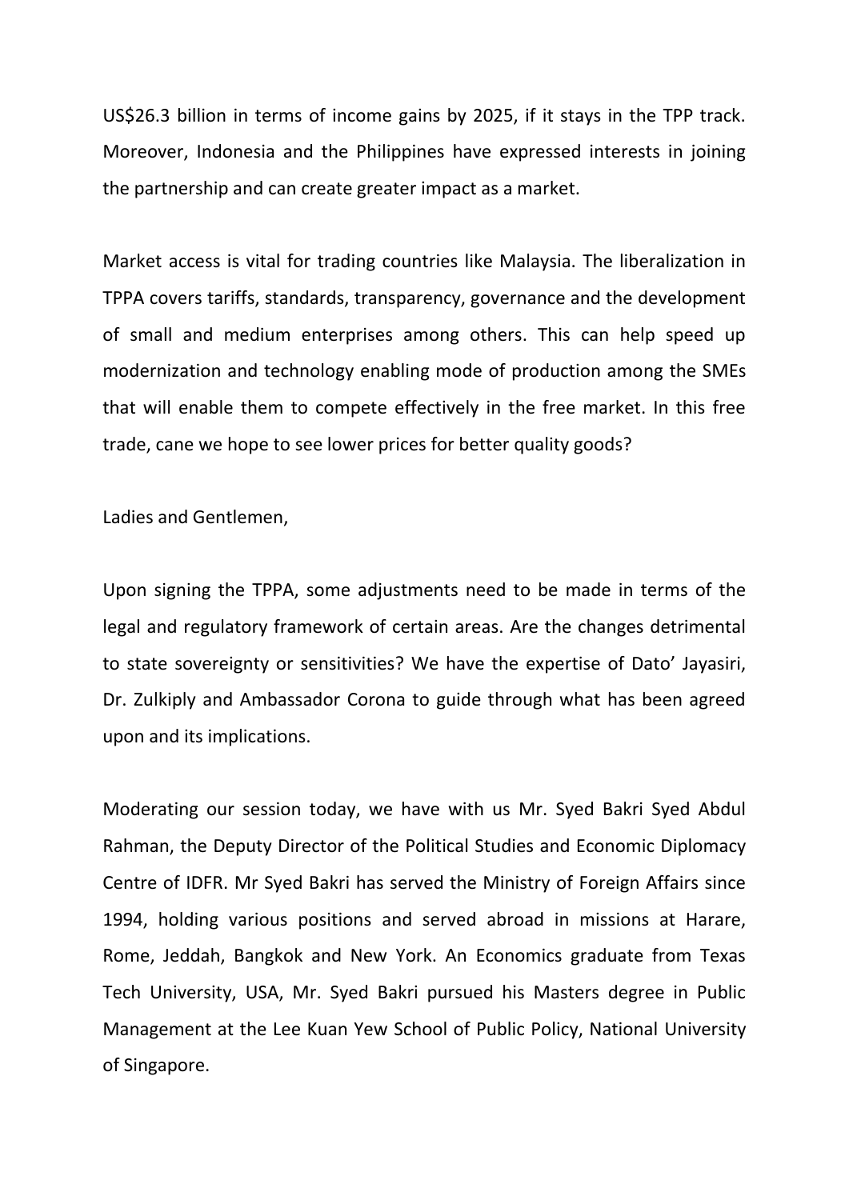US$26.3 billion in terms of income gains by 2025, if it stays in the TPP track. Moreover, Indonesia and the Philippines have expressed interests in joining the partnership and can create greater impact as a market.

Market access is vital for trading countries like Malaysia. The liberalization in TPPA covers tariffs, standards, transparency, governance and the development of small and medium enterprises among others. This can help speed up modernization and technology enabling mode of production among the SMEs that will enable them to compete effectively in the free market. In this free trade, cane we hope to see lower prices for better quality goods?

Ladies and Gentlemen,

Upon signing the TPPA, some adjustments need to be made in terms of the legal and regulatory framework of certain areas. Are the changes detrimental to state sovereignty or sensitivities? We have the expertise of Dato' Jayasiri, Dr. Zulkiply and Ambassador Corona to guide through what has been agreed upon and its implications.

Moderating our session today, we have with us Mr. Syed Bakri Syed Abdul Rahman, the Deputy Director of the Political Studies and Economic Diplomacy Centre of IDFR. Mr Syed Bakri has served the Ministry of Foreign Affairs since 1994, holding various positions and served abroad in missions at Harare, Rome, Jeddah, Bangkok and New York. An Economics graduate from Texas Tech University, USA, Mr. Syed Bakri pursued his Masters degree in Public Management at the Lee Kuan Yew School of Public Policy, National University of Singapore.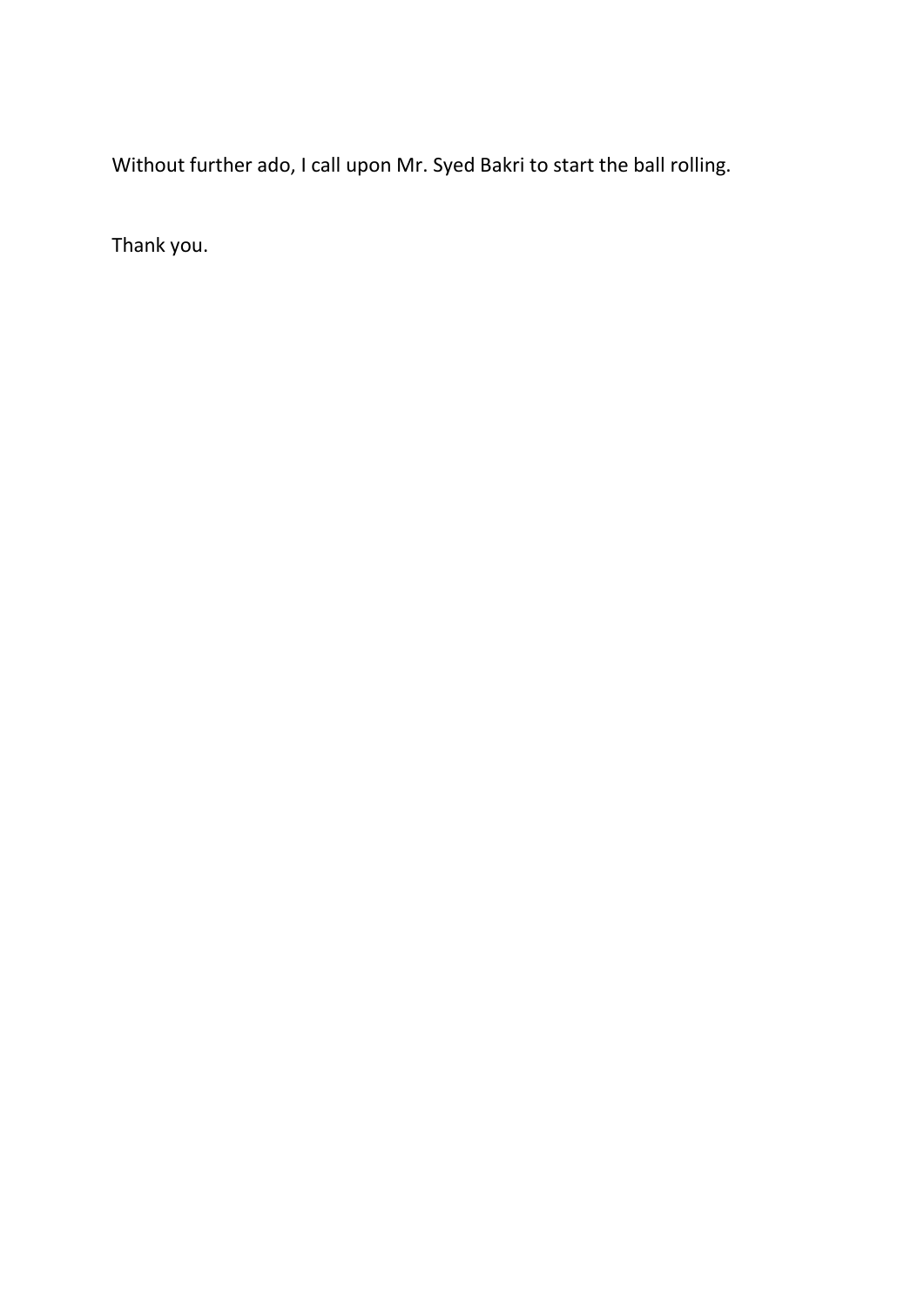Without further ado, I call upon Mr. Syed Bakri to start the ball rolling.

Thank you.